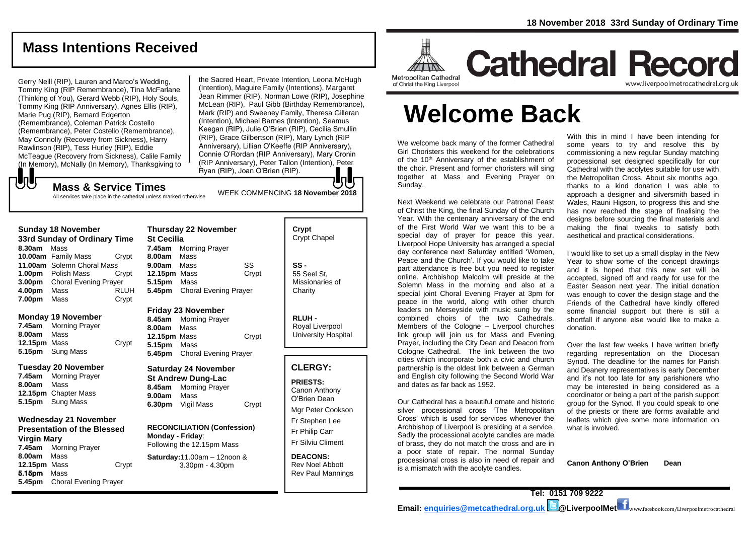18 November 2018 33rd Sunday of Ordinary Time

# Cathedral Record

www.liverpoolmetrocathedral.org.uk

Metropolitan Cathedral of Christ the King Liverpool

# Welcome Back

We welcome back many of the former Cathedral Girl Choristers this weekend for the celebrations of the 10th Anniversary of the establishment of the choir. Present and former choristers will sing together at Mass and Evening Prayer on Sunday.

Next Weekend we celebrate our Patronal Feast of Christ the King, the final Sunday of the Church Year. With the centenary anniversary of the end of the First World War we want this to be a special day of prayer for peace this year. Liverpool Hope University has arranged a special day conference next Saturday entitled 'Women, Peace and the Church'. If you would like to take part attendance is free but you need to register online. Archbishop Malcolm will preside at the Solemn Mass in the morning and also at a special joint Choral Evening Prayer at 3pm for peace in the world, along with other church leaders on Merseyside with music sung by the combined choirs of the two Cathedrals. Members of the Cologne – Liverpool churches link group will join us for Mass and Evening Prayer, including the City Dean and Deacon from Cologne Cathedral. The link between the two cities which incorporate both a civic and church partnership is the oldest link between a German and English city following the Second World War and dates as far back as 1952.

Our Cathedral has a beautiful ornate and historic silver processional cross 'The Metropolitan Cross' which is used for services whenever the Archbishop of Liverpool is presiding at a service. Sadly the processional acolyte candles are made of brass, they do not match the cross and are in a poor state of repair. The normal Sunday processional cross is also in need of repair and is a mismatch with the acolyte candles.

With this in mind I have been intending for some years to try and resolve this by commissioning a new regular Sunday matching processional set designed specifically for our Cathedral with the acolytes suitable for use with the Metropolitan Cross. About six months ago, thanks to a kind donation I was able to approach a designer and silversmith based in Wales, Rauni Higson, to progress this and she has now reached the stage of finalising the designs before sourcing the final materials and making the final tweaks to satisfy both aesthetical and practical considerations.

I would like to set up a small display in the New Year to show some of the concept drawings and it is hoped that this new set will be accepted, signed off and ready for use for the Easter Season next year. The initial donation was enough to cover the design stage and the Friends of the Cathedral have kindly offered some financial support but there is still a shortfall if anyone else would like to make a donation.

Over the last few weeks I have written briefly regarding representation on the Diocesan Synod. The deadline for the names for Parish and Deanery representatives is early December and it's not too late for any parishioners who may be interested in being considered as a coordinator or being a part of the parish support group for the Synod. If you could speak to one of the priests or there are forms available and leaflets which give some more information on what is involved.

**Canon Anthony O'Brien Dean**

## Mass Intentions Received

Gerry Neill (RIP), Lauren and Marco's Wedding, Tommy King (RIP Remembrance), Tina McFarlane (Thinking of You), Gerard Webb (RIP), Holy Souls, Tommy King (RIP Anniversary), Agnes Ellis (RIP), Marie Pug (RIP), Bernard Edgerton (Remembrance), Coleman Patrick Costello (Remembrance), Peter Costello (Remembrance), May Connolly (Recovery from Sickness), Harry Rawlinson (RIP), Tess Hurley (RIP), Eddie McTeague (Recovery from Sickness), Calile Family (In Memory), McNally (In Memory), Thanksgiving to the Sacred Heart, Private Intention, Leona McHugh (Intention), Maguire Family (Intentions), Margaret Jean Rimmer (RIP), Norman Lowe (RIP), Josephine McLean (RIP), Paul Gibb (Birthday Remembrance), Mark (RIP) and Sweeney Family, Theresa Gilleran (Intention), Michael Barnes (Intention), Seamus Keegan (RIP), Julie O'Brien (RIP), Cecilia Smullin (RIP), Grace Gilbertson (RIP), Mary Lynch (RIP Anniversary), Lillian O'Keeffe (RIP Anniversary), Connie O'Rordan (RIP Anniversary), Mary Cronin (RIP Anniversary), Peter Tallon (Intention), Peter Ryan (RIP), Joan O'Brien (RIP).

## Mass & Service Times

All services take place in the cathedral unless marked otherwise

WEEK COMMENCING **18 November 2018**

### Sunday 18 November
**33rd Sunday of Ordinary Time**

| | | |
|---|---|---|
| **8.30am** | Mass | |
| **10.00am** | Family Mass | Crypt |
| **11.00am** | Solemn Choral Mass | |
| **1.00pm** | Polish Mass | Crypt |
| **3.00pm** | Choral Evening Prayer | |
| **4.00pm** | Mass | RLUH |
| **7.00pm** | Mass | Crypt |

### Monday 19 November

| | | |
|---|---|---|
| **7.45am** | Morning Prayer | |
| **8.00am** | Mass | |
| **12.15pm** | Mass | Crypt |
| **5.15pm** | Sung Mass | |

### Tuesday 20 November

| | |
|---|---|
| **7.45am** | Morning Prayer |
| **8.00am** | Mass |
| **12.15pm** | Chapter Mass |
| **5.15pm** | Sung Mass |

### Wednesday 21 November
**Presentation of the Blessed Virgin Mary**

| | | |
|---|---|---|
| **7.45am** | Morning Prayer | |
| **8.00am** | Mass | |
| **12.15pm** | Mass | Crypt |
| **5.15pm** | Mass | |
| **5.45pm** | Choral Evening Prayer | |

### Thursday 22 November
**St Cecilia**

| | | |
|---|---|---|
| **7.45am** | Morning Prayer | |
| **8.00am** | Mass | |
| **9.00am** | Mass | SS |
| **12.15pm** | Mass | Crypt |
| **5.15pm** | Mass | |
| **5.45pm** | Choral Evening Prayer | |

### Friday 23 November

| | | |
|---|---|---|
| **8.45am** | Morning Prayer | |
| **8.00am** | Mass | |
| **12.15pm** | Mass | Crypt |
| **5.15pm** | Mass | |
| **5.45pm** | Choral Evening Prayer | |

### Saturday 24 November
**St Andrew Dung-Lac**

| | | |
|---|---|---|
| **8.45am** | Morning Prayer | |
| **9.00am** | Mass | |
| **6.30pm** | Vigil Mass | Crypt |

**RECONCILIATION (Confession)**
**Monday - Friday**: Following the 12.15pm Mass
**Saturday:** 11.00am – 12noon & 3.30pm - 4.30pm

**Crypt** Crypt Chapel

**SS -** 55 Seel St, Missionaries of Charity

**RLUH -** Royal Liverpool University Hospital

## CLERGY:

**PRIESTS:**
Canon Anthony O'Brien Dean
Mgr Peter Cookson
Fr Stephen Lee
Fr Philip Carr
Fr Silviu Climent

**DEACONS:**
Rev Noel Abbott
Rev Paul Mannings

**Tel: 0151 709 9222**

**Email: enquiries@metcathedral.org.uk @LiverpoolMet** www.facebook.com/Liverpoolmetrocathedral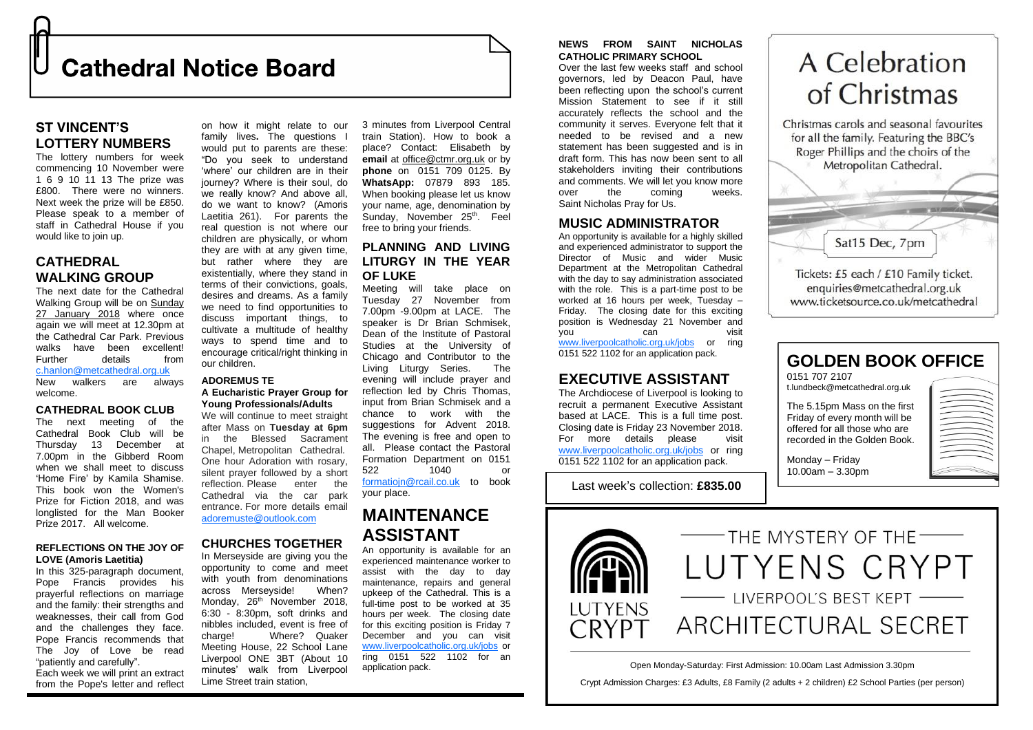# Cathedral Notice Board

## ST VINCENT'S LOTTERY NUMBERS

The lottery numbers for week commencing 10 November were 1 6 9 10 11 13 The prize was £800. There were no winners. Next week the prize will be £850. Please speak to a member of staff in Cathedral House if you would like to join up.

## CATHEDRAL WALKING GROUP

The next date for the Cathedral Walking Group will be on Sunday 27 January 2018 where once again we will meet at 12.30pm at the Cathedral Car Park. Previous walks have been excellent! Further details from c.hanlon@metcathedral.org.uk

New walkers are always welcome.

### CATHEDRAL BOOK CLUB

The next meeting of the Cathedral Book Club will be Thursday 13 December at 7.00pm in the Gibberd Room when we shall meet to discuss 'Home Fire' by Kamila Shamise. This book won the Women's Prize for Fiction 2018, and was longlisted for the Man Booker Prize 2017. All welcome.

#### REFLECTIONS ON THE JOY OF LOVE (Amoris Laetitia)

In this 325-paragraph document, Pope Francis provides his prayerful reflections on marriage and the family: their strengths and weaknesses, their call from God and the challenges they face. Pope Francis recommends that The Joy of Love be read "patiently and carefully".

Each week we will print an extract from the Pope's letter and reflect on how it might relate to our family lives. The questions I would put to parents are these: "Do you seek to understand 'where' our children are in their journey? Where is their soul, do we really know? And above all, do we want to know? (Amoris Laetitia 261). For parents the real question is not where our children are physically, or whom they are with at any given time, but rather where they are existentially, where they stand in terms of their convictions, goals, desires and dreams. As a family we need to find opportunities to discuss important things, to cultivate a multitude of healthy ways to spend time and to encourage critical/right thinking in our children.

#### ADOREMUS TE

**A Eucharistic Prayer Group for Young Professionals/Adults**

We will continue to meet straight after Mass on **Tuesday at 6pm** in the Blessed Sacrament Chapel, Metropolitan Cathedral. One hour Adoration with rosary, silent prayer followed by a short reflection. Please enter the Cathedral via the car park entrance. For more details email adoremuste@outlook.com

### CHURCHES TOGETHER

In Merseyside are giving you the opportunity to come and meet with youth from denominations across Merseyside! When? Monday, 26th November 2018, 6:30 - 8:30pm, soft drinks and nibbles included, event is free of charge! Where? Quaker Meeting House, 22 School Lane Liverpool ONE 3BT (About 10 minutes' walk from Liverpool Lime Street train station, 3 minutes from Liverpool Central train Station). How to book a place? Contact: Elisabeth by **email** at office@ctmr.org.uk or by **phone** on 0151 709 0125. By **WhatsApp:** 07879 893 185. When booking please let us know your name, age, denomination by Sunday, November 25th. Feel free to bring your friends.

### PLANNING AND LIVING LITURGY IN THE YEAR OF LUKE

Meeting will take place on Tuesday 27 November from 7.00pm -9.00pm at LACE. The speaker is Dr Brian Schmisek, Dean of the Institute of Pastoral Studies at the University of Chicago and Contributor to the Living Liturgy Series. The evening will include prayer and reflection led by Chris Thomas, input from Brian Schmisek and a chance to work with the suggestions for Advent 2018. The evening is free and open to all. Please contact the Pastoral Formation Department on 0151 522 1040 or formatiojn@rcail.co.uk to book your place.

## MAINTENANCE ASSISTANT

An opportunity is available for an experienced maintenance worker to assist with the day to day maintenance, repairs and general upkeep of the Cathedral. This is a full-time post to be worked at 35 hours per week. The closing date for this exciting position is Friday 7 December and you can visit www.liverpoolcatholic.org.uk/jobs or ring 0151 522 1102 for an application pack.

#### NEWS FROM SAINT NICHOLAS CATHOLIC PRIMARY SCHOOL

Over the last few weeks staff and school governors, led by Deacon Paul, have been reflecting upon the school's current Mission Statement to see if it still accurately reflects the school and the community it serves. Everyone felt that it needed to be revised and a new statement has been suggested and is in draft form. This has now been sent to all stakeholders inviting their contributions and comments. We will let you know more over the coming weeks. Saint Nicholas Pray for Us.

### MUSIC ADMINISTRATOR

An opportunity is available for a highly skilled and experienced administrator to support the Director of Music and wider Music Department at the Metropolitan Cathedral with the day to say administration associated with the role. This is a part-time post to be worked at 16 hours per week, Tuesday – Friday. The closing date for this exciting position is Wednesday 21 November and you can visit www.liverpoolcatholic.org.uk/jobs or ring 0151 522 1102 for an application pack.

## EXECUTIVE ASSISTANT

The Archdiocese of Liverpool is looking to recruit a permanent Executive Assistant based at LACE. This is a full time post. Closing date is Friday 23 November 2018. For more details please visit www.liverpoolcatholic.org.uk/jobs or ring 0151 522 1102 for an application pack.

Last week's collection: **£835.00**

# A Celebration of Christmas

Christmas carols and seasonal favourites for all the family. Featuring the BBC's Roger Phillips and the choirs of the Metropolitan Cathedral.

Sat15 Dec, 7pm

Tickets: £5 each / £10 Family ticket.
enquiries@metcathedral.org.uk
www.ticketsource.co.uk/metcathedral

## GOLDEN BOOK OFFICE

0151 707 2107
t.lundbeck@metcathedral.org.uk

The 5.15pm Mass on the first Friday of every month will be offered for all those who are recorded in the Golden Book.

Monday – Friday
10.00am – 3.30pm

LUTYENS CRYPT

THE MYSTERY OF THE LUTYENS CRYPT — LIVERPOOL'S BEST KEPT — ARCHITECTURAL SECRET

Open Monday-Saturday: First Admission: 10.00am Last Admission 3.30pm

Crypt Admission Charges: £3 Adults, £8 Family (2 adults + 2 children) £2 School Parties (per person)